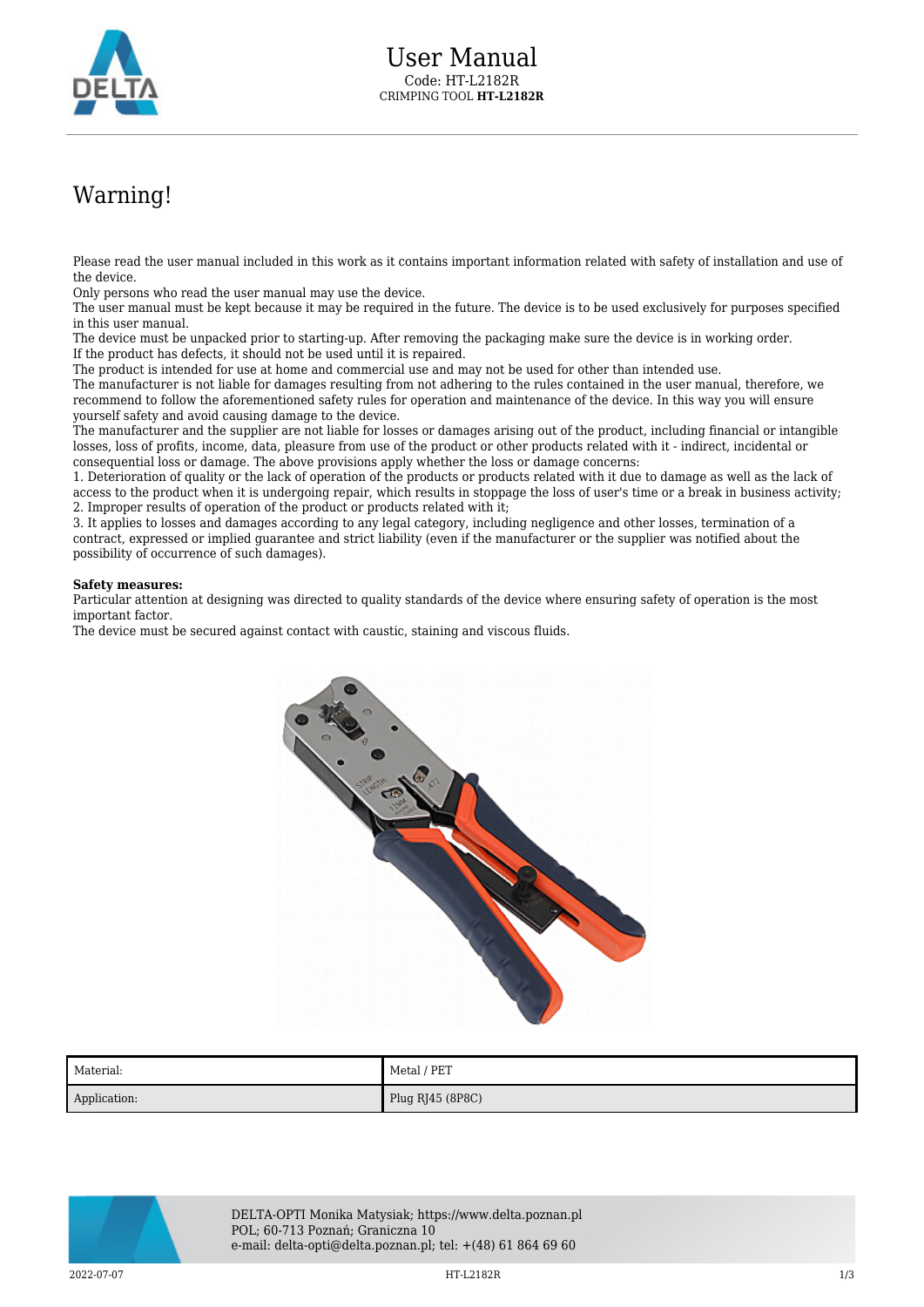# User Manual

Code: HT-L2182R
CRIMPING TOOL **HT-L2182R**

## Warning!

Please read the user manual included in this work as it contains important information related with safety of installation and use of the device.
Only persons who read the user manual may use the device.
The user manual must be kept because it may be required in the future. The device is to be used exclusively for purposes specified in this user manual.
The device must be unpacked prior to starting-up. After removing the packaging make sure the device is in working order.
If the product has defects, it should not be used until it is repaired.
The product is intended for use at home and commercial use and may not be used for other than intended use.
The manufacturer is not liable for damages resulting from not adhering to the rules contained in the user manual, therefore, we recommend to follow the aforementioned safety rules for operation and maintenance of the device. In this way you will ensure yourself safety and avoid causing damage to the device.
The manufacturer and the supplier are not liable for losses or damages arising out of the product, including financial or intangible losses, loss of profits, income, data, pleasure from use of the product or other products related with it - indirect, incidental or consequential loss or damage. The above provisions apply whether the loss or damage concerns:
1. Deterioration of quality or the lack of operation of the products or products related with it due to damage as well as the lack of access to the product when it is undergoing repair, which results in stoppage the loss of user's time or a break in business activity;
2. Improper results of operation of the product or products related with it;
3. It applies to losses and damages according to any legal category, including negligence and other losses, termination of a contract, expressed or implied guarantee and strict liability (even if the manufacturer or the supplier was notified about the possibility of occurrence of such damages).

**Safety measures:**
Particular attention at designing was directed to quality standards of the device where ensuring safety of operation is the most important factor.
The device must be secured against contact with caustic, staining and viscous fluids.

| Material: | Metal / PET |
|---|---|
| Application: | Plug RJ45 (8P8C) |

DELTA-OPTI Monika Matysiak; https://www.delta.poznan.pl
POL; 60-713 Poznań; Graniczna 10
e-mail: delta-opti@delta.poznan.pl; tel: +(48) 61 864 69 60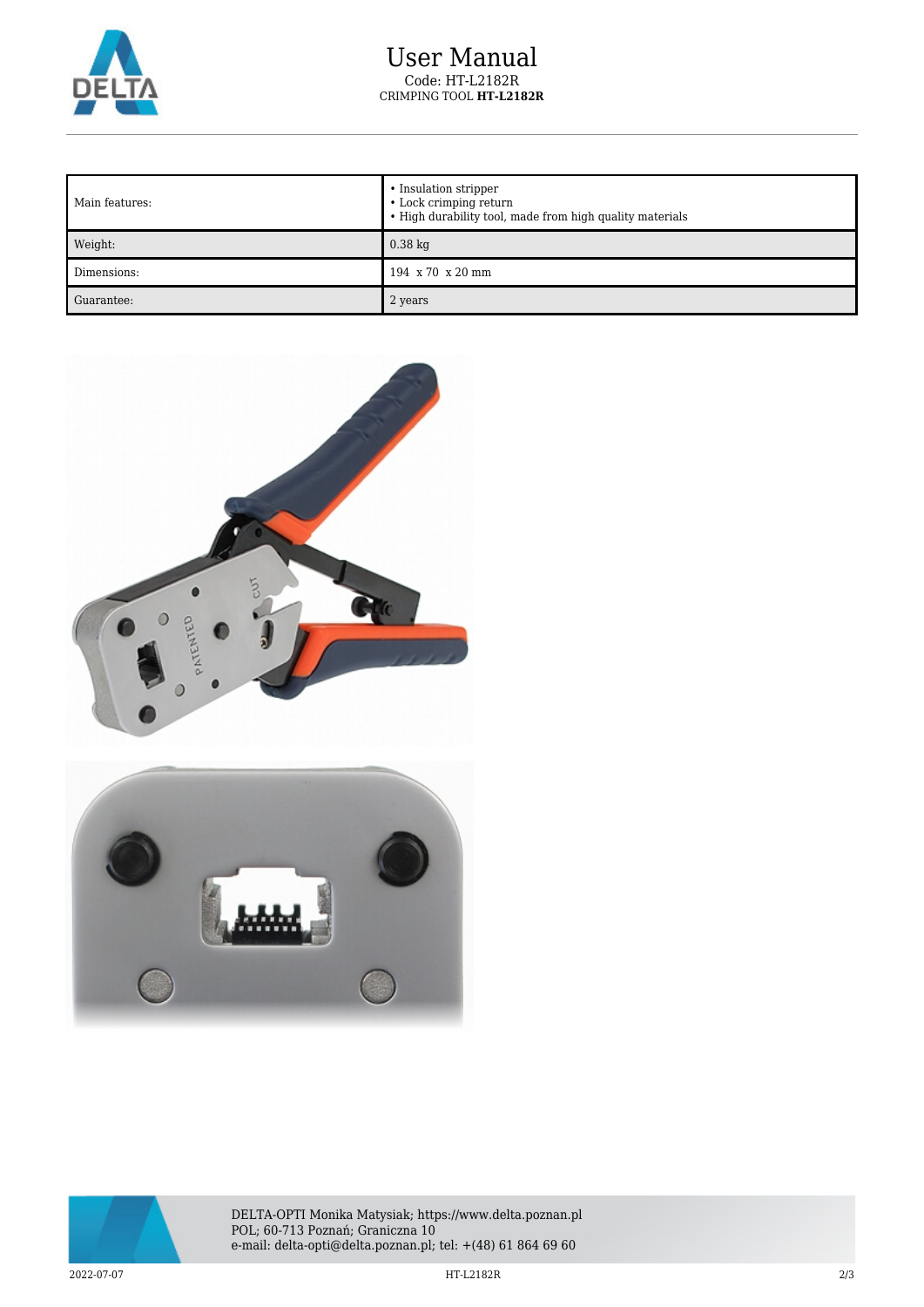# User Manual

Code: HT-L2182R
CRIMPING TOOL **HT-L2182R**

| Main features: | • Insulation stripper<br>• Lock crimping return<br>• High durability tool, made from high quality materials |
| --- | --- |
| Weight: | 0.38 kg |
| Dimensions: | 194 x 70 x 20 mm |
| Guarantee: | 2 years |

DELTA-OPTI Monika Matysiak; https://www.delta.poznan.pl
POL; 60-713 Poznań; Graniczna 10
e-mail: delta-opti@delta.poznan.pl; tel: +(48) 61 864 69 60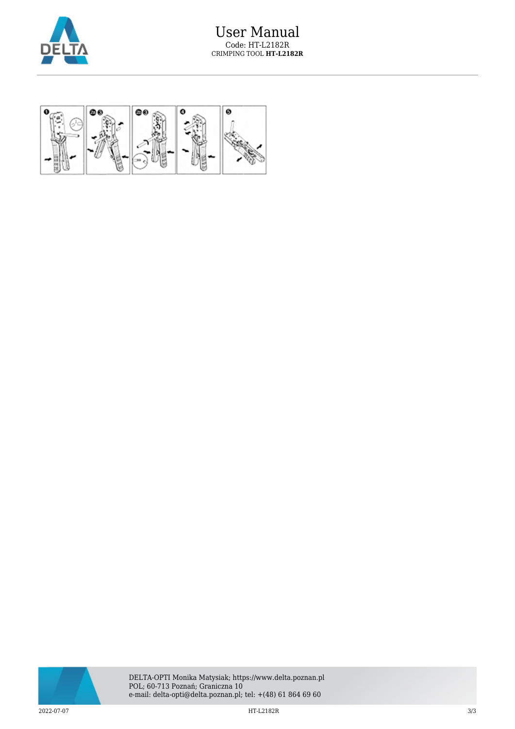# User Manual

Code: HT-L2182R

CRIMPING TOOL **HT-L2182R**

DELTA-OPTI Monika Matysiak; https://www.delta.poznan.pl
POL; 60-713 Poznań; Graniczna 10
e-mail: delta-opti@delta.poznan.pl; tel: +(48) 61 864 69 60